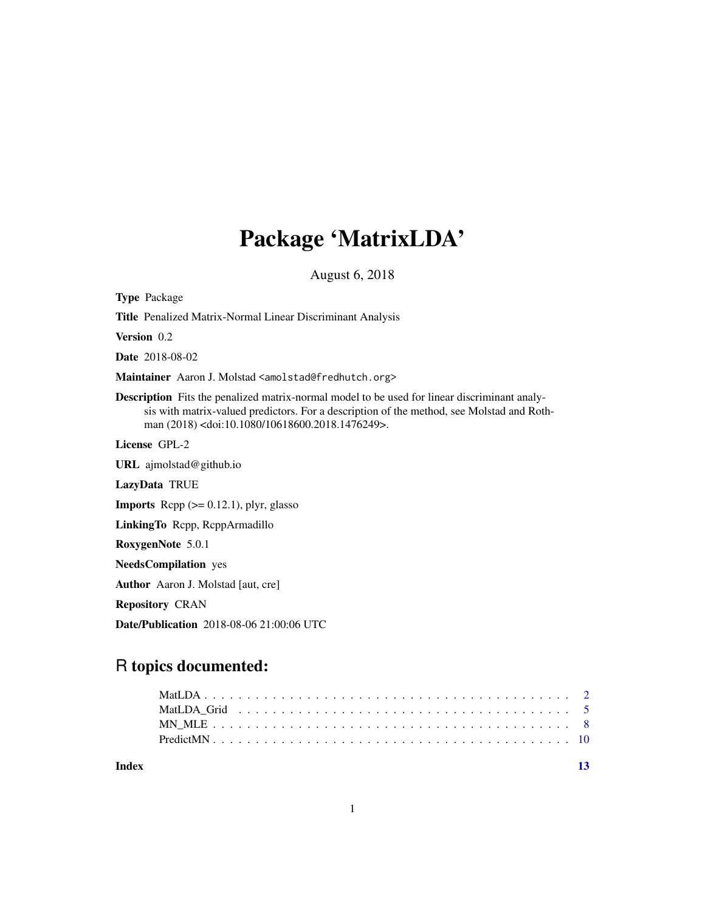# Package 'MatrixLDA'

August 6, 2018

**Type** Package

**Title** Penalized Matrix-Normal Linear Discriminant Analysis

**Version** 0.2

**Date** 2018-08-02

**Maintainer** Aaron J. Molstad <amolstad@fredhutch.org>

**Description** Fits the penalized matrix-normal model to be used for linear discriminant analysis with matrix-valued predictors. For a description of the method, see Molstad and Rothman (2018) <doi:10.1080/10618600.2018.1476249>.

**License** GPL-2

**URL** ajmolstad@github.io

**LazyData** TRUE

**Imports** Rcpp (>= 0.12.1), plyr, glasso

**LinkingTo** Rcpp, RcppArmadillo

**RoxygenNote** 5.0.1

**NeedsCompilation** yes

**Author** Aaron J. Molstad [aut, cre]

**Repository** CRAN

**Date/Publication** 2018-08-06 21:00:06 UTC

## R topics documented:

- MatLDA . . . . . . . . . . . . . . . . . . . . . . . . . . . . . . . . . . . . . . . . . . 2
- MatLDA_Grid . . . . . . . . . . . . . . . . . . . . . . . . . . . . . . . . . . . . . . . 5
- MN_MLE . . . . . . . . . . . . . . . . . . . . . . . . . . . . . . . . . . . . . . . . . 8
- PredictMN . . . . . . . . . . . . . . . . . . . . . . . . . . . . . . . . . . . . . . . . 10

**Index** 13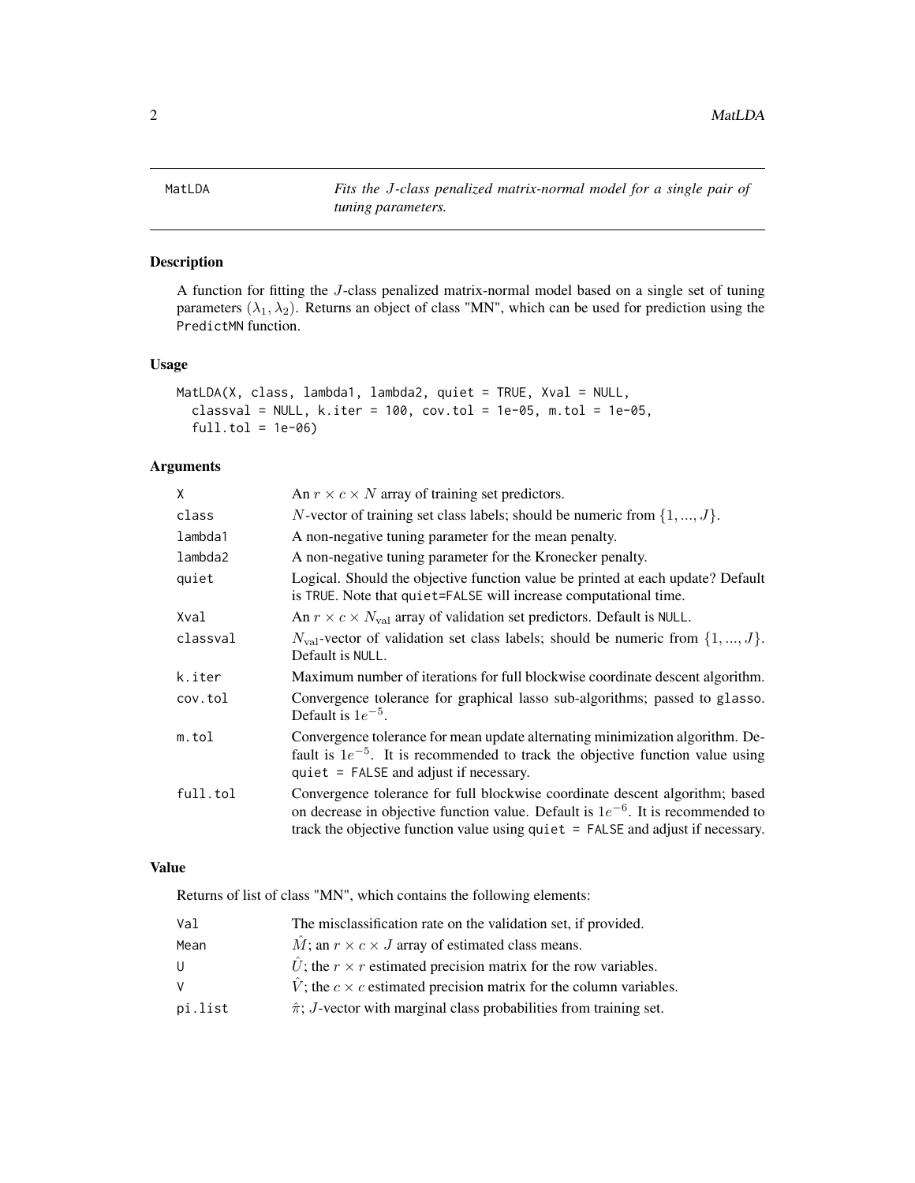MatLDA — *Fits the $J$-class penalized matrix-normal model for a single pair of tuning parameters.*

## Description

A function for fitting the $J$-class penalized matrix-normal model based on a single set of tuning parameters $(\lambda_1, \lambda_2)$. Returns an object of class "MN", which can be used for prediction using the `PredictMN` function.

## Usage

```
MatLDA(X, class, lambda1, lambda2, quiet = TRUE, Xval = NULL,
  classval = NULL, k.iter = 100, cov.tol = 1e-05, m.tol = 1e-05,
  full.tol = 1e-06)
```

## Arguments

| Argument | Description |
|---|---|
| X | An $r \times c \times N$ array of training set predictors. |
| class | $N$-vector of training set class labels; should be numeric from $\{1, ..., J\}$. |
| lambda1 | A non-negative tuning parameter for the mean penalty. |
| lambda2 | A non-negative tuning parameter for the Kronecker penalty. |
| quiet | Logical. Should the objective function value be printed at each update? Default is TRUE. Note that quiet=FALSE will increase computational time. |
| Xval | An $r \times c \times N_{\text{val}}$ array of validation set predictors. Default is NULL. |
| classval | $N_{\text{val}}$-vector of validation set class labels; should be numeric from $\{1, ..., J\}$. Default is NULL. |
| k.iter | Maximum number of iterations for full blockwise coordinate descent algorithm. |
| cov.tol | Convergence tolerance for graphical lasso sub-algorithms; passed to glasso. Default is $1e^{-5}$. |
| m.tol | Convergence tolerance for mean update alternating minimization algorithm. Default is $1e^{-5}$. It is recommended to track the objective function value using quiet = FALSE and adjust if necessary. |
| full.tol | Convergence tolerance for full blockwise coordinate descent algorithm; based on decrease in objective function value. Default is $1e^{-6}$. It is recommended to track the objective function value using quiet = FALSE and adjust if necessary. |

## Value

Returns of list of class "MN", which contains the following elements:

| Element | Description |
|---|---|
| Val | The misclassification rate on the validation set, if provided. |
| Mean | $\hat{M}$; an $r \times c \times J$ array of estimated class means. |
| U | $\hat{U}$; the $r \times r$ estimated precision matrix for the row variables. |
| V | $\hat{V}$; the $c \times c$ estimated precision matrix for the column variables. |
| pi.list | $\hat{\pi}$; $J$-vector with marginal class probabilities from training set. |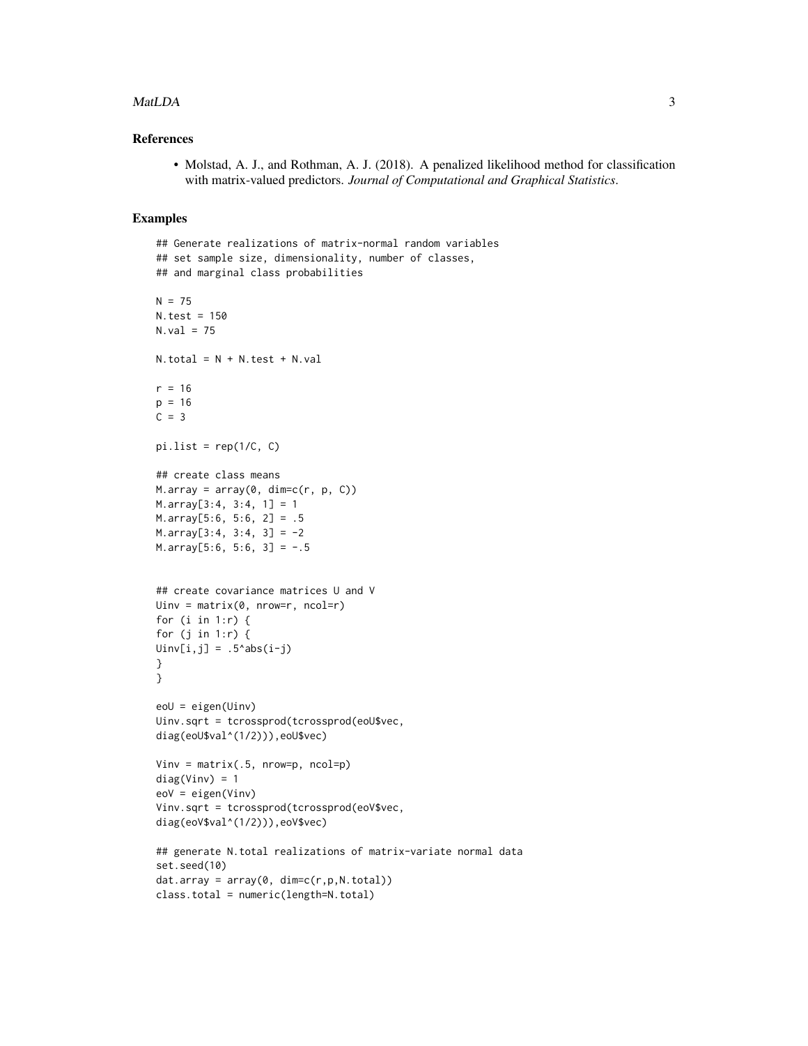### References

- Molstad, A. J., and Rothman, A. J. (2018). A penalized likelihood method for classification with matrix-valued predictors. *Journal of Computational and Graphical Statistics*.

### Examples

```
## Generate realizations of matrix-normal random variables
## set sample size, dimensionality, number of classes,
## and marginal class probabilities

N = 75
N.test = 150
N.val = 75

N.total = N + N.test + N.val

r = 16
p = 16
C = 3

pi.list = rep(1/C, C)

## create class means
M.array = array(0, dim=c(r, p, C))
M.array[3:4, 3:4, 1] = 1
M.array[5:6, 5:6, 2] = .5
M.array[3:4, 3:4, 3] = -2
M.array[5:6, 5:6, 3] = -.5


## create covariance matrices U and V
Uinv = matrix(0, nrow=r, ncol=r)
for (i in 1:r) {
for (j in 1:r) {
Uinv[i,j] = .5^abs(i-j)
}
}

eoU = eigen(Uinv)
Uinv.sqrt = tcrossprod(tcrossprod(eoU$vec,
diag(eoU$val^(1/2))),eoU$vec)

Vinv = matrix(.5, nrow=p, ncol=p)
diag(Vinv) = 1
eoV = eigen(Vinv)
Vinv.sqrt = tcrossprod(tcrossprod(eoV$vec,
diag(eoV$val^(1/2))),eoV$vec)

## generate N.total realizations of matrix-variate normal data
set.seed(10)
dat.array = array(0, dim=c(r,p,N.total))
class.total = numeric(length=N.total)
```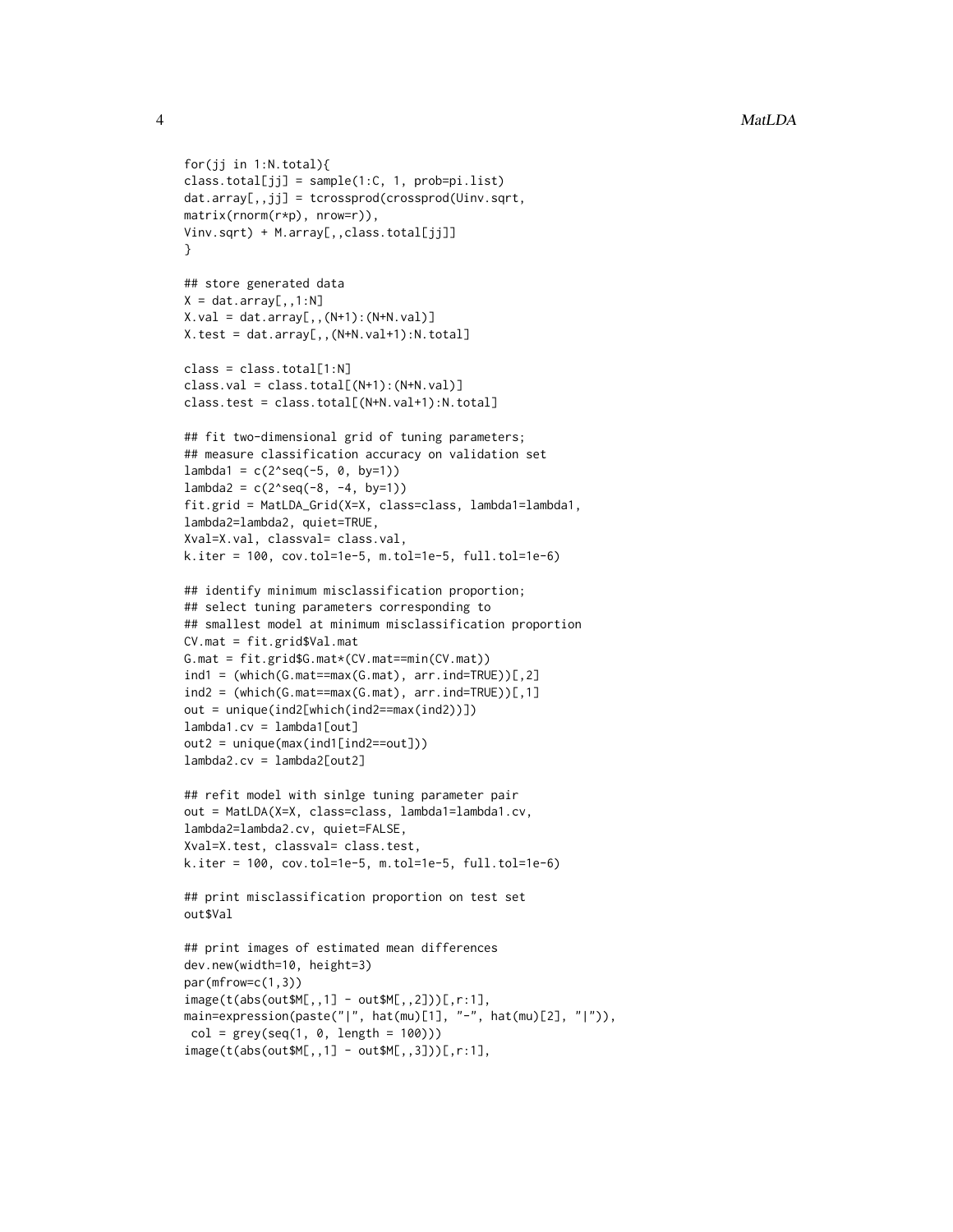```
for(jj in 1:N.total){
class.total[jj] = sample(1:C, 1, prob=pi.list)
dat.array[,,jj] = tcrossprod(crossprod(Uinv.sqrt,
matrix(rnorm(r*p), nrow=r)),
Vinv.sqrt) + M.array[,,class.total[jj]]
}

## store generated data
X = dat.array[,,1:N]
X.val = dat.array[,,(N+1):(N+N.val)]
X.test = dat.array[,,(N+N.val+1):N.total]

class = class.total[1:N]
class.val = class.total[(N+1):(N+N.val)]
class.test = class.total[(N+N.val+1):N.total]

## fit two-dimensional grid of tuning parameters;
## measure classification accuracy on validation set
lambda1 = c(2^seq(-5, 0, by=1))
lambda2 = c(2^seq(-8, -4, by=1))
fit.grid = MatLDA_Grid(X=X, class=class, lambda1=lambda1,
lambda2=lambda2, quiet=TRUE,
Xval=X.val, classval= class.val,
k.iter = 100, cov.tol=1e-5, m.tol=1e-5, full.tol=1e-6)

## identify minimum misclassification proportion;
## select tuning parameters corresponding to
## smallest model at minimum misclassification proportion
CV.mat = fit.grid$Val.mat
G.mat = fit.grid$G.mat*(CV.mat==min(CV.mat))
ind1 = (which(G.mat==max(G.mat), arr.ind=TRUE))[,2]
ind2 = (which(G.mat==max(G.mat), arr.ind=TRUE))[,1]
out = unique(ind2[which(ind2==max(ind2))])
lambda1.cv = lambda1[out]
out2 = unique(max(ind1[ind2==out]))
lambda2.cv = lambda2[out2]

## refit model with sinlge tuning parameter pair
out = MatLDA(X=X, class=class, lambda1=lambda1.cv,
lambda2=lambda2.cv, quiet=FALSE,
Xval=X.test, classval= class.test,
k.iter = 100, cov.tol=1e-5, m.tol=1e-5, full.tol=1e-6)

## print misclassification proportion on test set
out$Val

## print images of estimated mean differences
dev.new(width=10, height=3)
par(mfrow=c(1,3))
image(t(abs(out$M[,,1] - out$M[,,2]))[,r:1],
main=expression(paste("|", hat(mu)[1], "-", hat(mu)[2], "|")),
 col = grey(seq(1, 0, length = 100)))
image(t(abs(out$M[,,1] - out$M[,,3]))[,r:1],
```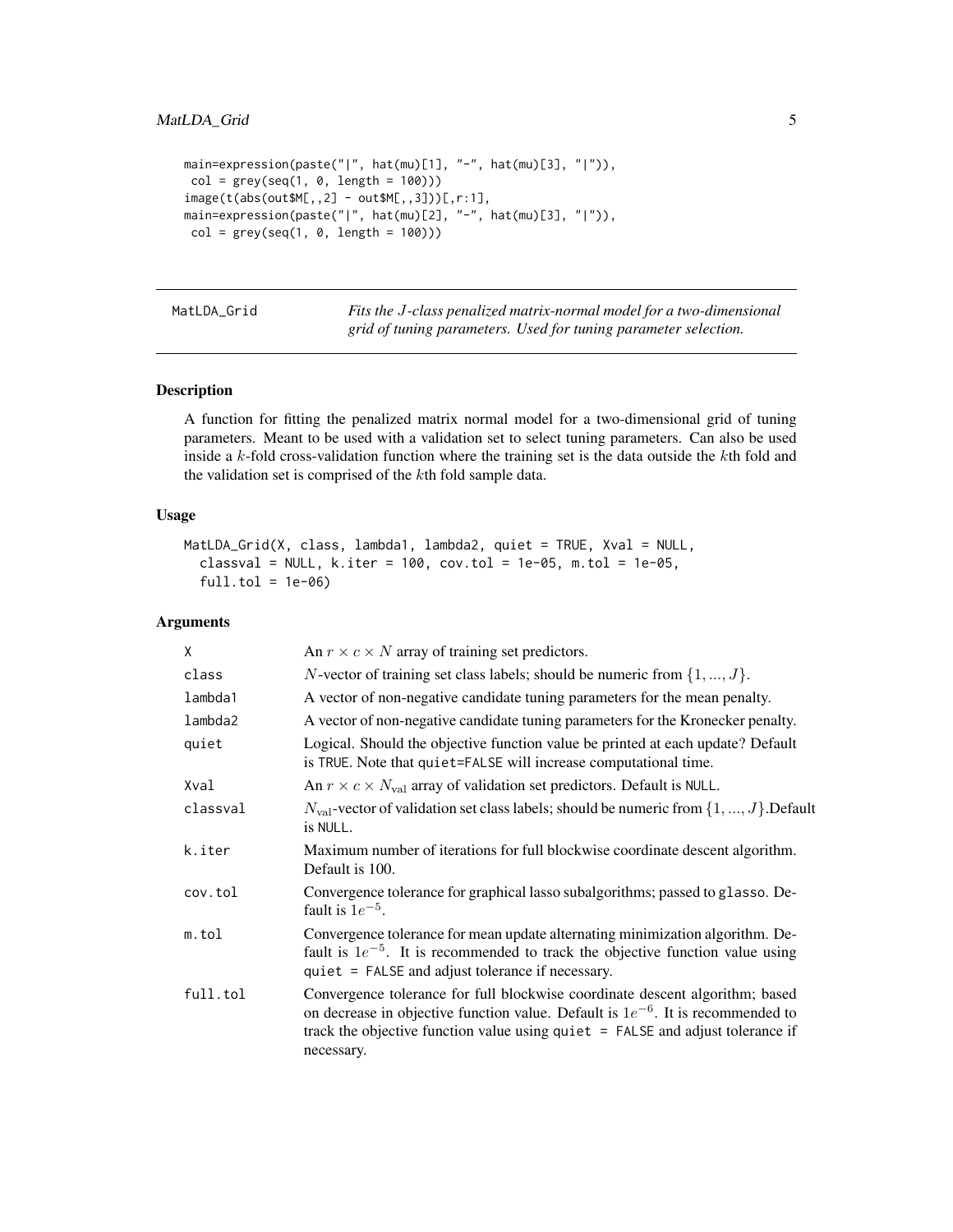```
main=expression(paste("|", hat(mu)[1], "-", hat(mu)[3], "|")),
 col = grey(seq(1, 0, length = 100)))
image(t(abs(out$M[,,2] - out$M[,,3]))[,r:1],
main=expression(paste("|", hat(mu)[2], "-", hat(mu)[3], "|")),
 col = grey(seq(1, 0, length = 100)))
```

---

## MatLDA_Grid

*Fits the $J$-class penalized matrix-normal model for a two-dimensional grid of tuning parameters. Used for tuning parameter selection.*

---

### Description

A function for fitting the penalized matrix normal model for a two-dimensional grid of tuning parameters. Meant to be used with a validation set to select tuning parameters. Can also be used inside a $k$-fold cross-validation function where the training set is the data outside the $k$th fold and the validation set is comprised of the $k$th fold sample data.

### Usage

```
MatLDA_Grid(X, class, lambda1, lambda2, quiet = TRUE, Xval = NULL,
  classval = NULL, k.iter = 100, cov.tol = 1e-05, m.tol = 1e-05,
  full.tol = 1e-06)
```

### Arguments

| | |
|---|---|
| `X` | An $r \times c \times N$ array of training set predictors. |
| `class` | $N$-vector of training set class labels; should be numeric from $\{1, ..., J\}$. |
| `lambda1` | A vector of non-negative candidate tuning parameters for the mean penalty. |
| `lambda2` | A vector of non-negative candidate tuning parameters for the Kronecker penalty. |
| `quiet` | Logical. Should the objective function value be printed at each update? Default is `TRUE`. Note that `quiet=FALSE` will increase computational time. |
| `Xval` | An $r \times c \times N_{\text{val}}$ array of validation set predictors. Default is `NULL`. |
| `classval` | $N_{\text{val}}$-vector of validation set class labels; should be numeric from $\{1, ..., J\}$.Default is `NULL`. |
| `k.iter` | Maximum number of iterations for full blockwise coordinate descent algorithm. Default is 100. |
| `cov.tol` | Convergence tolerance for graphical lasso subalgorithms; passed to `glasso`. Default is $1e^{-5}$. |
| `m.tol` | Convergence tolerance for mean update alternating minimization algorithm. Default is $1e^{-5}$. It is recommended to track the objective function value using `quiet = FALSE` and adjust tolerance if necessary. |
| `full.tol` | Convergence tolerance for full blockwise coordinate descent algorithm; based on decrease in objective function value. Default is $1e^{-6}$. It is recommended to track the objective function value using `quiet = FALSE` and adjust tolerance if necessary. |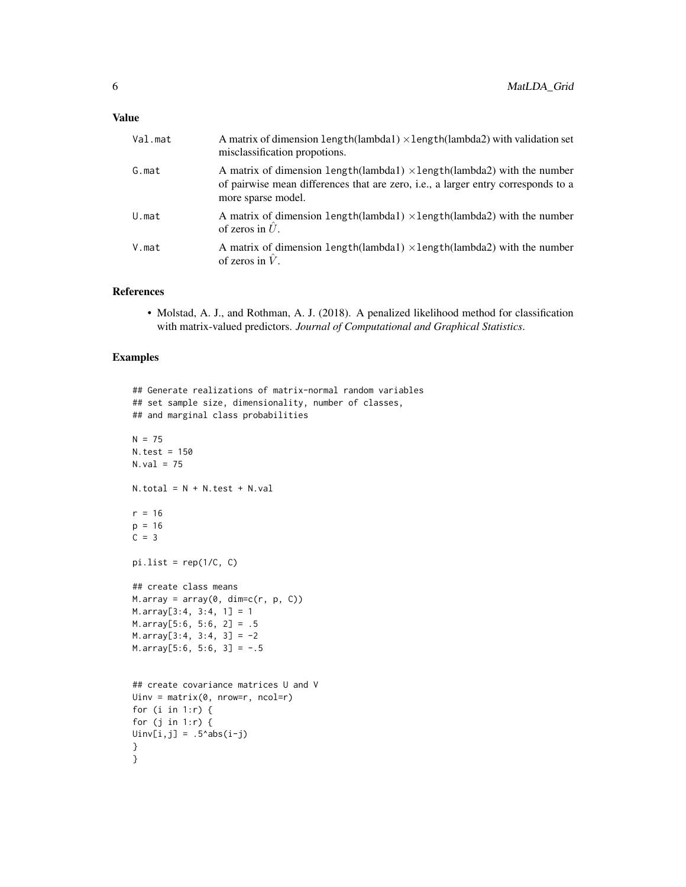## Value

| | |
|---|---|
| Val.mat | A matrix of dimension length(lambda1) $\times$length(lambda2) with validation set misclassification propotions. |
| G.mat | A matrix of dimension length(lambda1) $\times$length(lambda2) with the number of pairwise mean differences that are zero, i.e., a larger entry corresponds to a more sparse model. |
| U.mat | A matrix of dimension length(lambda1) $\times$length(lambda2) with the number of zeros in $\hat{U}$. |
| V.mat | A matrix of dimension length(lambda1) $\times$length(lambda2) with the number of zeros in $\hat{V}$. |

## References

- Molstad, A. J., and Rothman, A. J. (2018). A penalized likelihood method for classification with matrix-valued predictors. *Journal of Computational and Graphical Statistics*.

## Examples

```
## Generate realizations of matrix-normal random variables
## set sample size, dimensionality, number of classes,
## and marginal class probabilities

N = 75
N.test = 150
N.val = 75

N.total = N + N.test + N.val

r = 16
p = 16
C = 3

pi.list = rep(1/C, C)

## create class means
M.array = array(0, dim=c(r, p, C))
M.array[3:4, 3:4, 1] = 1
M.array[5:6, 5:6, 2] = .5
M.array[3:4, 3:4, 3] = -2
M.array[5:6, 5:6, 3] = -.5


## create covariance matrices U and V
Uinv = matrix(0, nrow=r, ncol=r)
for (i in 1:r) {
for (j in 1:r) {
Uinv[i,j] = .5^abs(i-j)
}
}
```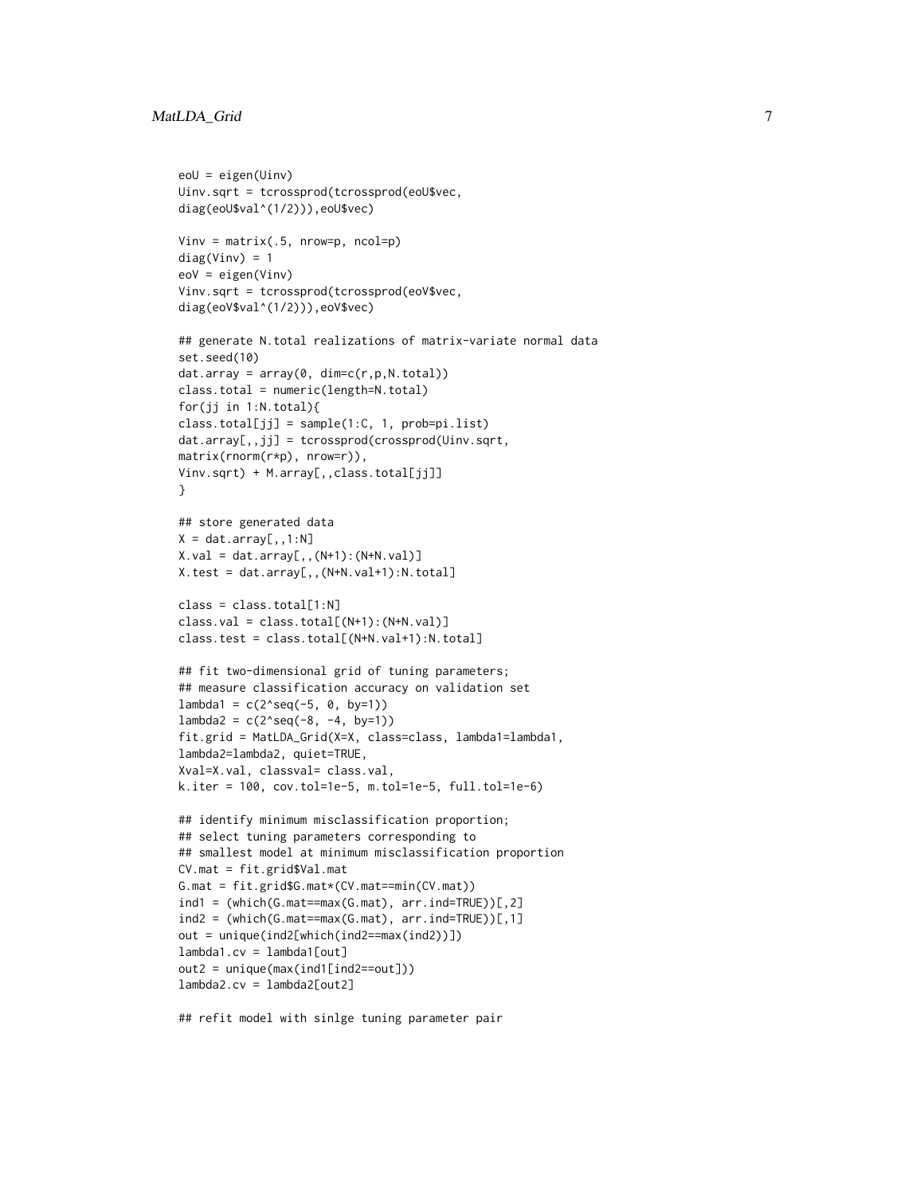```
eoU = eigen(Uinv)
Uinv.sqrt = tcrossprod(tcrossprod(eoU$vec,
diag(eoU$val^(1/2))),eoU$vec)

Vinv = matrix(.5, nrow=p, ncol=p)
diag(Vinv) = 1
eoV = eigen(Vinv)
Vinv.sqrt = tcrossprod(tcrossprod(eoV$vec,
diag(eoV$val^(1/2))),eoV$vec)

## generate N.total realizations of matrix-variate normal data
set.seed(10)
dat.array = array(0, dim=c(r,p,N.total))
class.total = numeric(length=N.total)
for(jj in 1:N.total){
class.total[jj] = sample(1:C, 1, prob=pi.list)
dat.array[,,jj] = tcrossprod(crossprod(Uinv.sqrt,
matrix(rnorm(r*p), nrow=r)),
Vinv.sqrt) + M.array[,,class.total[jj]]
}

## store generated data
X = dat.array[,,1:N]
X.val = dat.array[,,(N+1):(N+N.val)]
X.test = dat.array[,,(N+N.val+1):N.total]

class = class.total[1:N]
class.val = class.total[(N+1):(N+N.val)]
class.test = class.total[(N+N.val+1):N.total]

## fit two-dimensional grid of tuning parameters;
## measure classification accuracy on validation set
lambda1 = c(2^seq(-5, 0, by=1))
lambda2 = c(2^seq(-8, -4, by=1))
fit.grid = MatLDA_Grid(X=X, class=class, lambda1=lambda1,
lambda2=lambda2, quiet=TRUE,
Xval=X.val, classval= class.val,
k.iter = 100, cov.tol=1e-5, m.tol=1e-5, full.tol=1e-6)

## identify minimum misclassification proportion;
## select tuning parameters corresponding to
## smallest model at minimum misclassification proportion
CV.mat = fit.grid$Val.mat
G.mat = fit.grid$G.mat*(CV.mat==min(CV.mat))
ind1 = (which(G.mat==max(G.mat), arr.ind=TRUE))[,2]
ind2 = (which(G.mat==max(G.mat), arr.ind=TRUE))[,1]
out = unique(ind2[which(ind2==max(ind2))])
lambda1.cv = lambda1[out]
out2 = unique(max(ind1[ind2==out]))
lambda2.cv = lambda2[out2]

## refit model with sinlge tuning parameter pair
```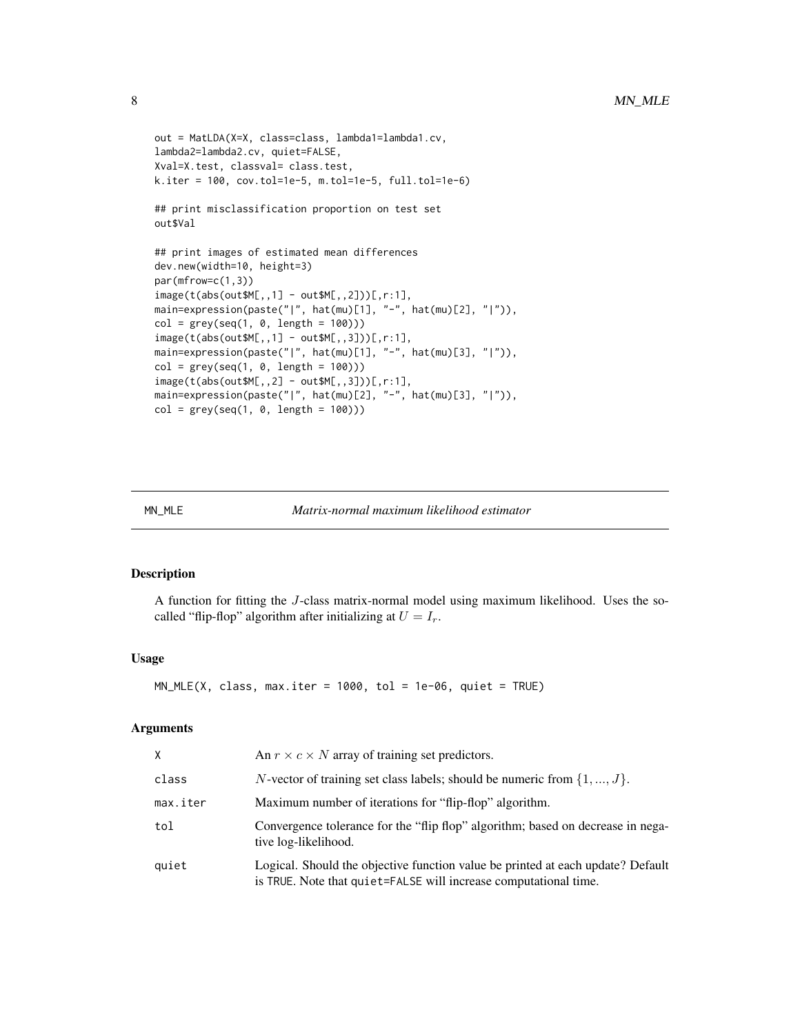```
out = MatLDA(X=X, class=class, lambda1=lambda1.cv,
lambda2=lambda2.cv, quiet=FALSE,
Xval=X.test, classval= class.test,
k.iter = 100, cov.tol=1e-5, m.tol=1e-5, full.tol=1e-6)

## print misclassification proportion on test set
out$Val

## print images of estimated mean differences
dev.new(width=10, height=3)
par(mfrow=c(1,3))
image(t(abs(out$M[,,1] - out$M[,,2]))[,r:1],
main=expression(paste("|", hat(mu)[1], "-", hat(mu)[2], "|")),
col = grey(seq(1, 0, length = 100)))
image(t(abs(out$M[,,1] - out$M[,,3]))[,r:1],
main=expression(paste("|", hat(mu)[1], "-", hat(mu)[3], "|")),
col = grey(seq(1, 0, length = 100)))
image(t(abs(out$M[,,2] - out$M[,,3]))[,r:1],
main=expression(paste("|", hat(mu)[2], "-", hat(mu)[3], "|")),
col = grey(seq(1, 0, length = 100)))
```

## MN_MLE — *Matrix-normal maximum likelihood estimator*

### Description

A function for fitting the $J$-class matrix-normal model using maximum likelihood. Uses the so-called "flip-flop" algorithm after initializing at $U = I_r$.

### Usage

```
MN_MLE(X, class, max.iter = 1000, tol = 1e-06, quiet = TRUE)
```

### Arguments

| | |
|---|---|
| X | An $r \times c \times N$ array of training set predictors. |
| class | $N$-vector of training set class labels; should be numeric from $\{1, ..., J\}$. |
| max.iter | Maximum number of iterations for "flip-flop" algorithm. |
| tol | Convergence tolerance for the "flip flop" algorithm; based on decrease in negative log-likelihood. |
| quiet | Logical. Should the objective function value be printed at each update? Default is TRUE. Note that quiet=FALSE will increase computational time. |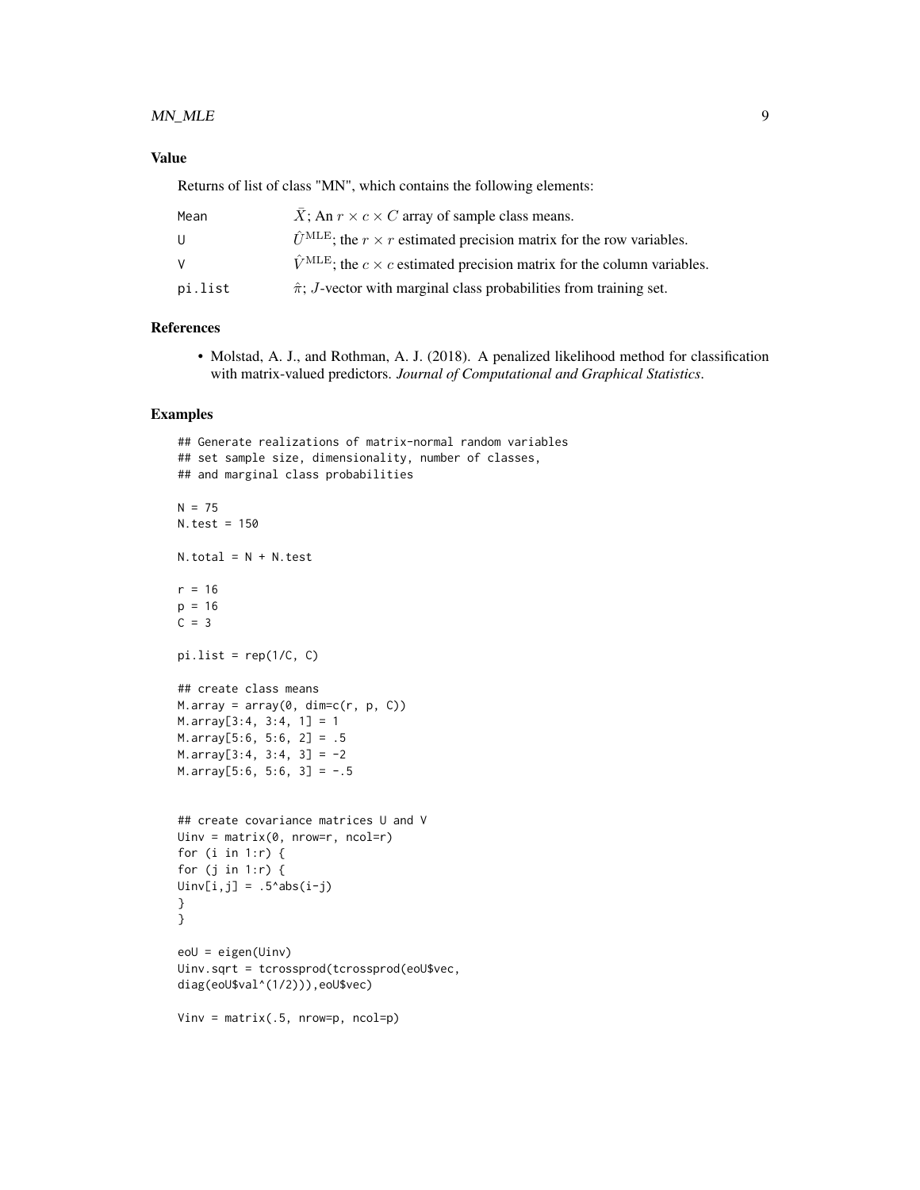## Value

Returns of list of class "MN", which contains the following elements:

| | |
|---|---|
| Mean | $\bar{X}$; An $r \times c \times C$ array of sample class means. |
| U | $\hat{U}^{\text{MLE}}$; the $r \times r$ estimated precision matrix for the row variables. |
| V | $\hat{V}^{\text{MLE}}$; the $c \times c$ estimated precision matrix for the column variables. |
| pi.list | $\hat{\pi}$; $J$-vector with marginal class probabilities from training set. |

## References

- Molstad, A. J., and Rothman, A. J. (2018). A penalized likelihood method for classification with matrix-valued predictors. *Journal of Computational and Graphical Statistics*.

## Examples

```
## Generate realizations of matrix-normal random variables
## set sample size, dimensionality, number of classes,
## and marginal class probabilities

N = 75
N.test = 150

N.total = N + N.test

r = 16
p = 16
C = 3

pi.list = rep(1/C, C)

## create class means
M.array = array(0, dim=c(r, p, C))
M.array[3:4, 3:4, 1] = 1
M.array[5:6, 5:6, 2] = .5
M.array[3:4, 3:4, 3] = -2
M.array[5:6, 5:6, 3] = -.5


## create covariance matrices U and V
Uinv = matrix(0, nrow=r, ncol=r)
for (i in 1:r) {
for (j in 1:r) {
Uinv[i,j] = .5^abs(i-j)
}
}

eoU = eigen(Uinv)
Uinv.sqrt = tcrossprod(tcrossprod(eoU$vec,
diag(eoU$val^(1/2))),eoU$vec)

Vinv = matrix(.5, nrow=p, ncol=p)
```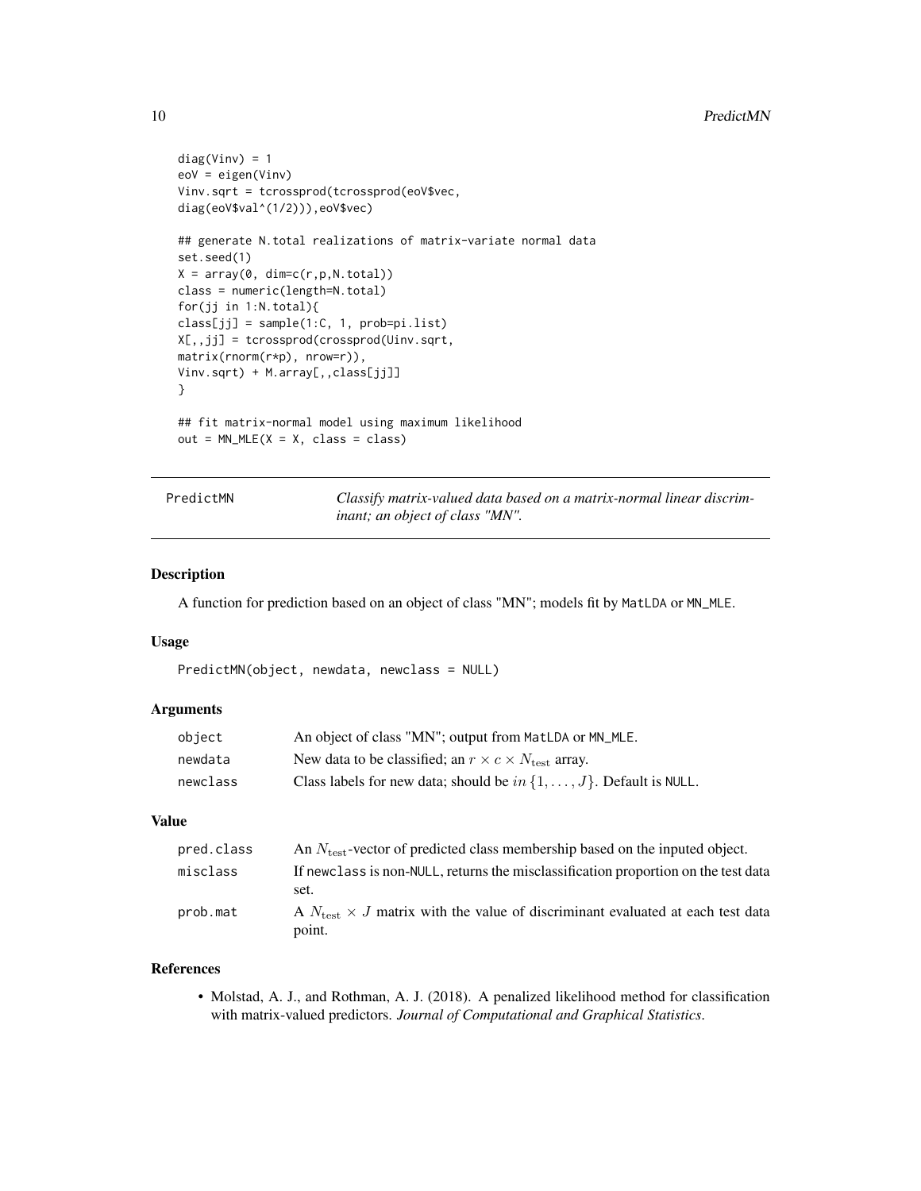```
diag(Vinv) = 1
eoV = eigen(Vinv)
Vinv.sqrt = tcrossprod(tcrossprod(eoV$vec,
diag(eoV$val^(1/2))),eoV$vec)

## generate N.total realizations of matrix-variate normal data
set.seed(1)
X = array(0, dim=c(r,p,N.total))
class = numeric(length=N.total)
for(jj in 1:N.total){
class[jj] = sample(1:C, 1, prob=pi.list)
X[,,jj] = tcrossprod(crossprod(Uinv.sqrt,
matrix(rnorm(r*p), nrow=r)),
Vinv.sqrt) + M.array[,,class[jj]]
}

## fit matrix-normal model using maximum likelihood
out = MN_MLE(X = X, class = class)
```

## PredictMN — *Classify matrix-valued data based on a matrix-normal linear discriminant; an object of class "MN".*

### Description

A function for prediction based on an object of class "MN"; models fit by `MatLDA` or `MN_MLE`.

### Usage

```
PredictMN(object, newdata, newclass = NULL)
```

### Arguments

| | |
|---|---|
| `object` | An object of class "MN"; output from `MatLDA` or `MN_MLE`. |
| `newdata` | New data to be classified; an $r \times c \times N_{\text{test}}$ array. |
| `newclass` | Class labels for new data; should be $in \{1, \ldots, J\}$. Default is `NULL`. |

### Value

| | |
|---|---|
| `pred.class` | An $N_{\text{test}}$-vector of predicted class membership based on the inputed object. |
| `misclass` | If `newclass` is non-`NULL`, returns the misclassification proportion on the test data set. |
| `prob.mat` | A $N_{\text{test}} \times J$ matrix with the value of discriminant evaluated at each test data point. |

### References

- Molstad, A. J., and Rothman, A. J. (2018). A penalized likelihood method for classification with matrix-valued predictors. *Journal of Computational and Graphical Statistics*.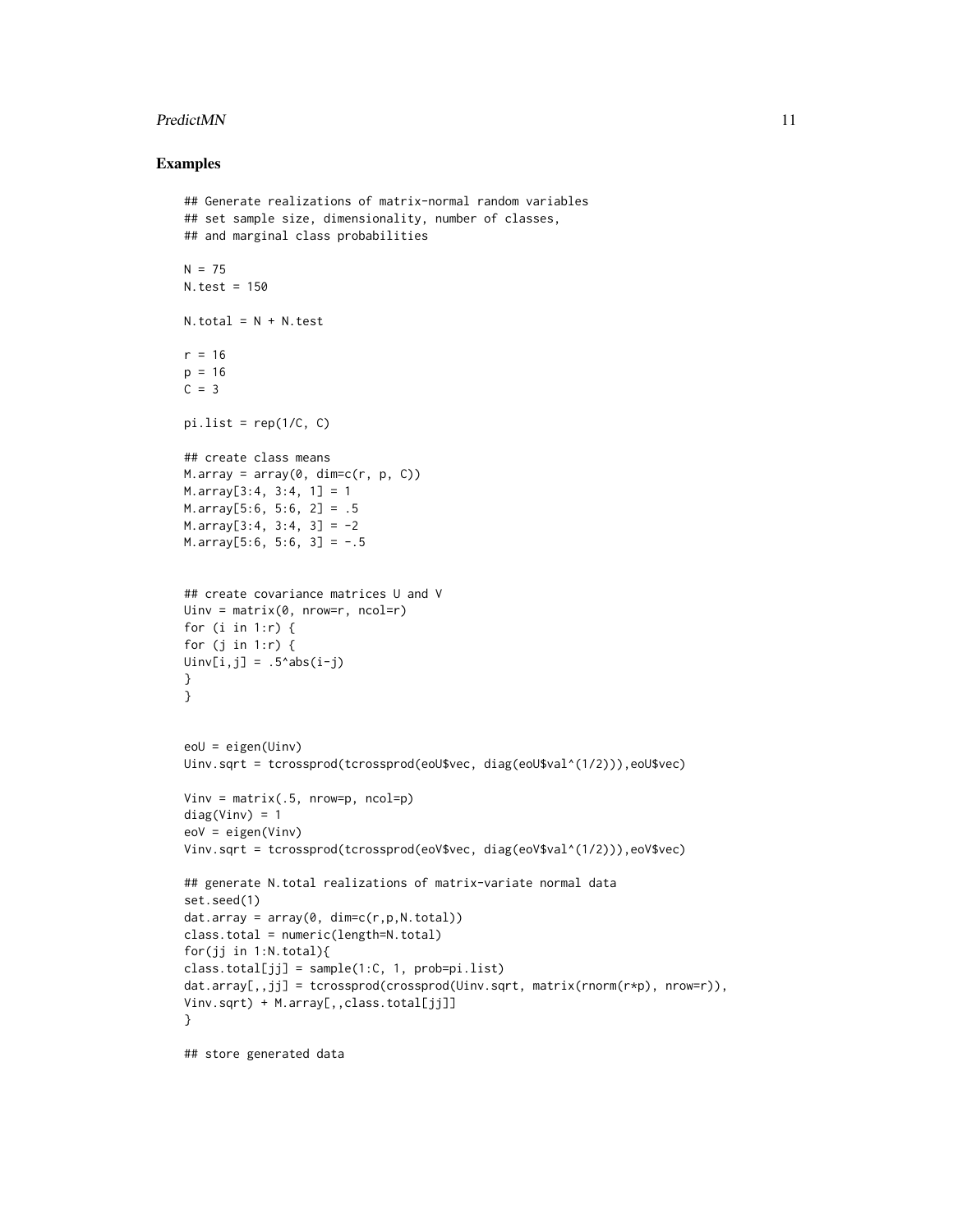### Examples

```
## Generate realizations of matrix-normal random variables
## set sample size, dimensionality, number of classes,
## and marginal class probabilities

N = 75
N.test = 150

N.total = N + N.test

r = 16
p = 16
C = 3

pi.list = rep(1/C, C)

## create class means
M.array = array(0, dim=c(r, p, C))
M.array[3:4, 3:4, 1] = 1
M.array[5:6, 5:6, 2] = .5
M.array[3:4, 3:4, 3] = -2
M.array[5:6, 5:6, 3] = -.5


## create covariance matrices U and V
Uinv = matrix(0, nrow=r, ncol=r)
for (i in 1:r) {
for (j in 1:r) {
Uinv[i,j] = .5^abs(i-j)
}
}


eoU = eigen(Uinv)
Uinv.sqrt = tcrossprod(tcrossprod(eoU$vec, diag(eoU$val^(1/2))),eoU$vec)

Vinv = matrix(.5, nrow=p, ncol=p)
diag(Vinv) = 1
eoV = eigen(Vinv)
Vinv.sqrt = tcrossprod(tcrossprod(eoV$vec, diag(eoV$val^(1/2))),eoV$vec)

## generate N.total realizations of matrix-variate normal data
set.seed(1)
dat.array = array(0, dim=c(r,p,N.total))
class.total = numeric(length=N.total)
for(jj in 1:N.total){
class.total[jj] = sample(1:C, 1, prob=pi.list)
dat.array[,,jj] = tcrossprod(crossprod(Uinv.sqrt, matrix(rnorm(r*p), nrow=r)),
Vinv.sqrt) + M.array[,,class.total[jj]]
}

## store generated data
```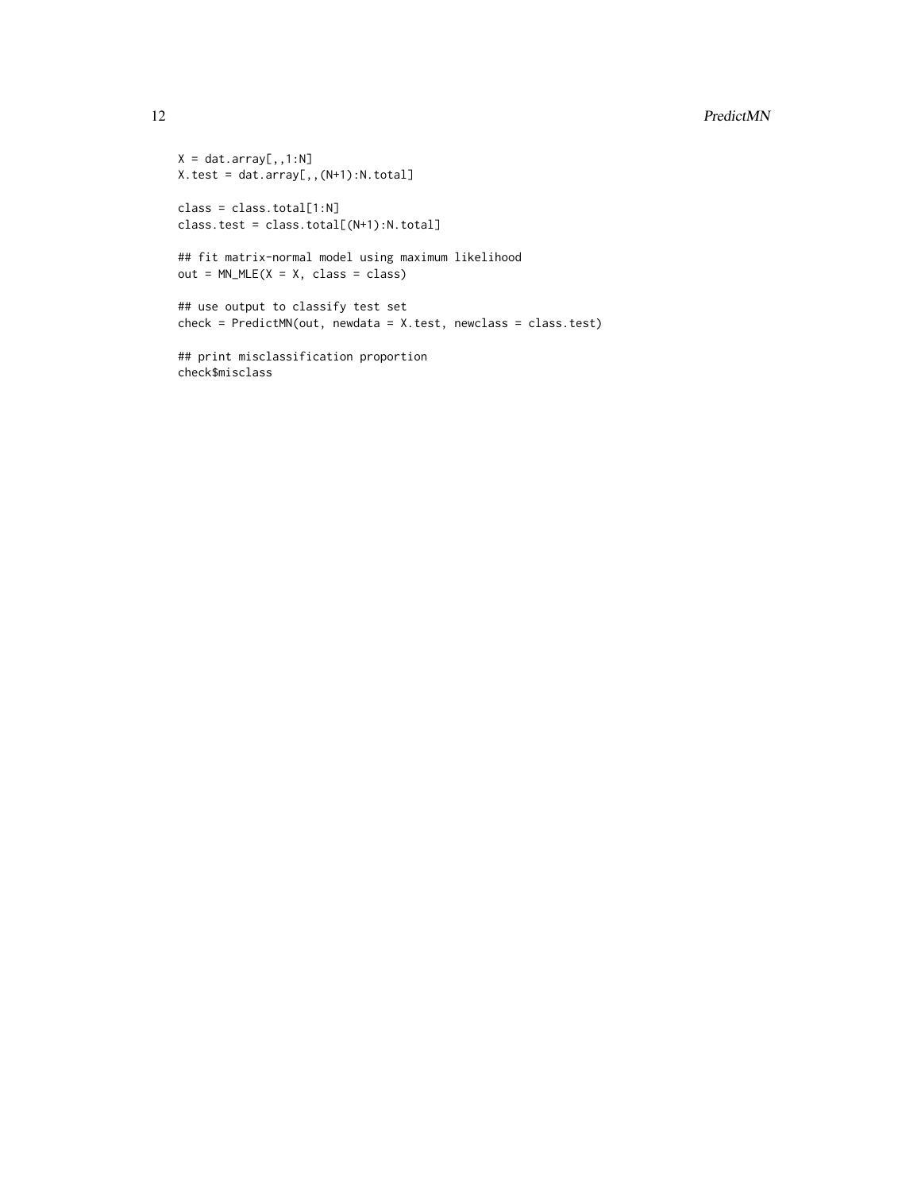```
X = dat.array[,,1:N]
X.test = dat.array[,,(N+1):N.total]

class = class.total[1:N]
class.test = class.total[(N+1):N.total]

## fit matrix-normal model using maximum likelihood
out = MN_MLE(X = X, class = class)

## use output to classify test set
check = PredictMN(out, newdata = X.test, newclass = class.test)

## print misclassification proportion
check$misclass
```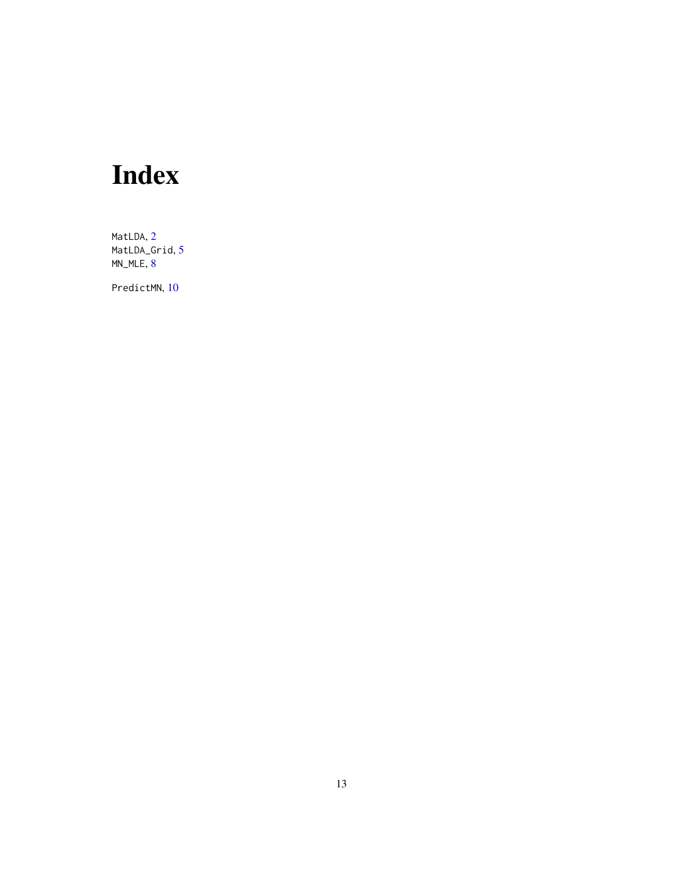# Index

MatLDA, 2
MatLDA_Grid, 5
MN_MLE, 8

PredictMN, 10